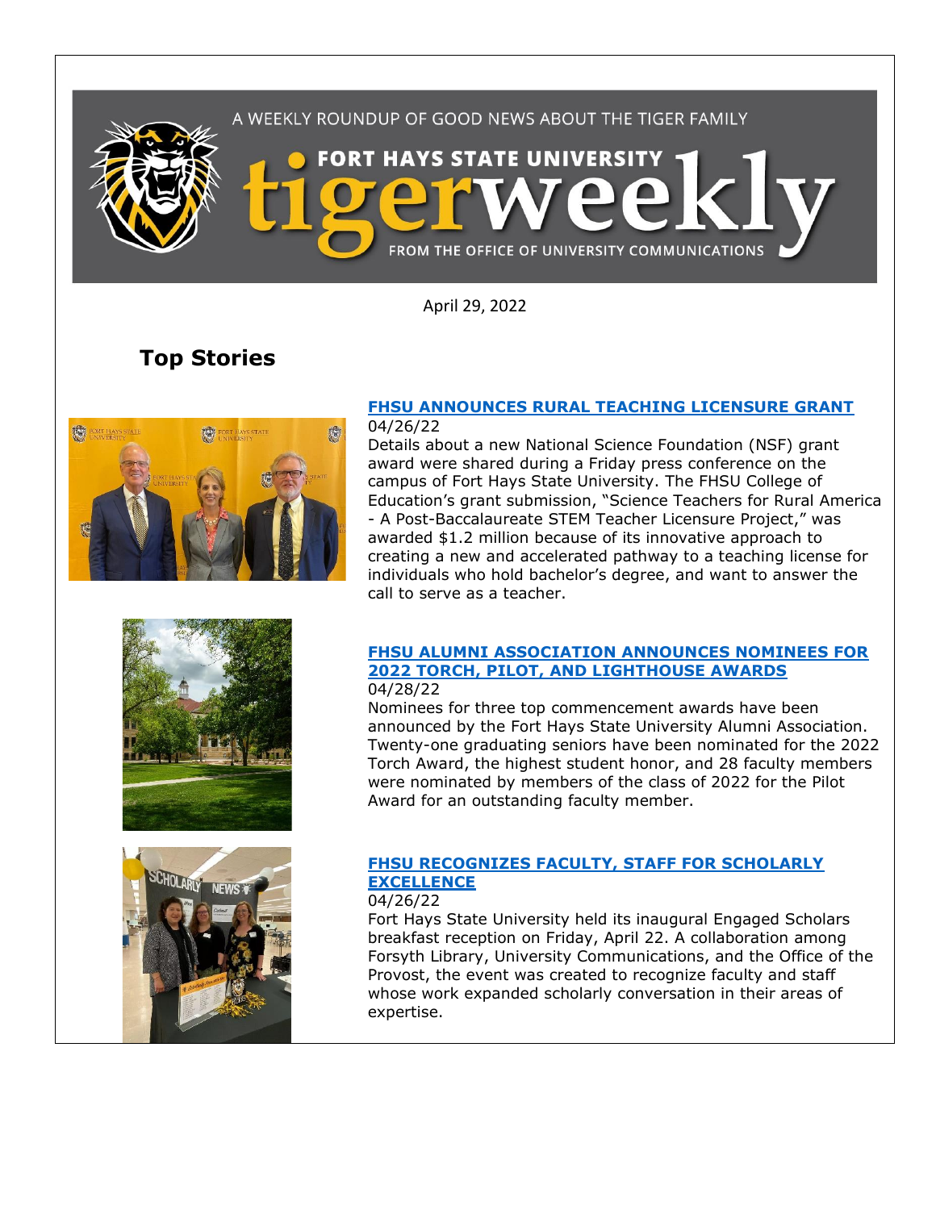A WEEKLY ROUNDUP OF GOOD NEWS ABOUT THE TIGER FAMILY

# FORT HAYS STATE UNIVERSITY tigerweekly

FROM THE OFFICE OF UNIVERSITY COMMUNICATIONS

April 29, 2022

## Top Stories

### FHSU ANNOUNCES RURAL TEACHING LICENSURE GRANT

04/26/22

Details about a new National Science Foundation (NSF) grant award were shared during a Friday press conference on the campus of Fort Hays State University. The FHSU College of Education's grant submission, "Science Teachers for Rural America - A Post-Baccalaureate STEM Teacher Licensure Project," was awarded $1.2 million because of its innovative approach to creating a new and accelerated pathway to a teaching license for individuals who hold bachelor's degree, and want to answer the call to serve as a teacher.

### FHSU ALUMNI ASSOCIATION ANNOUNCES NOMINEES FOR 2022 TORCH, PILOT, AND LIGHTHOUSE AWARDS

04/28/22

Nominees for three top commencement awards have been announced by the Fort Hays State University Alumni Association. Twenty-one graduating seniors have been nominated for the 2022 Torch Award, the highest student honor, and 28 faculty members were nominated by members of the class of 2022 for the Pilot Award for an outstanding faculty member.

### FHSU RECOGNIZES FACULTY, STAFF FOR SCHOLARLY EXCELLENCE

04/26/22

Fort Hays State University held its inaugural Engaged Scholars breakfast reception on Friday, April 22. A collaboration among Forsyth Library, University Communications, and the Office of the Provost, the event was created to recognize faculty and staff whose work expanded scholarly conversation in their areas of expertise.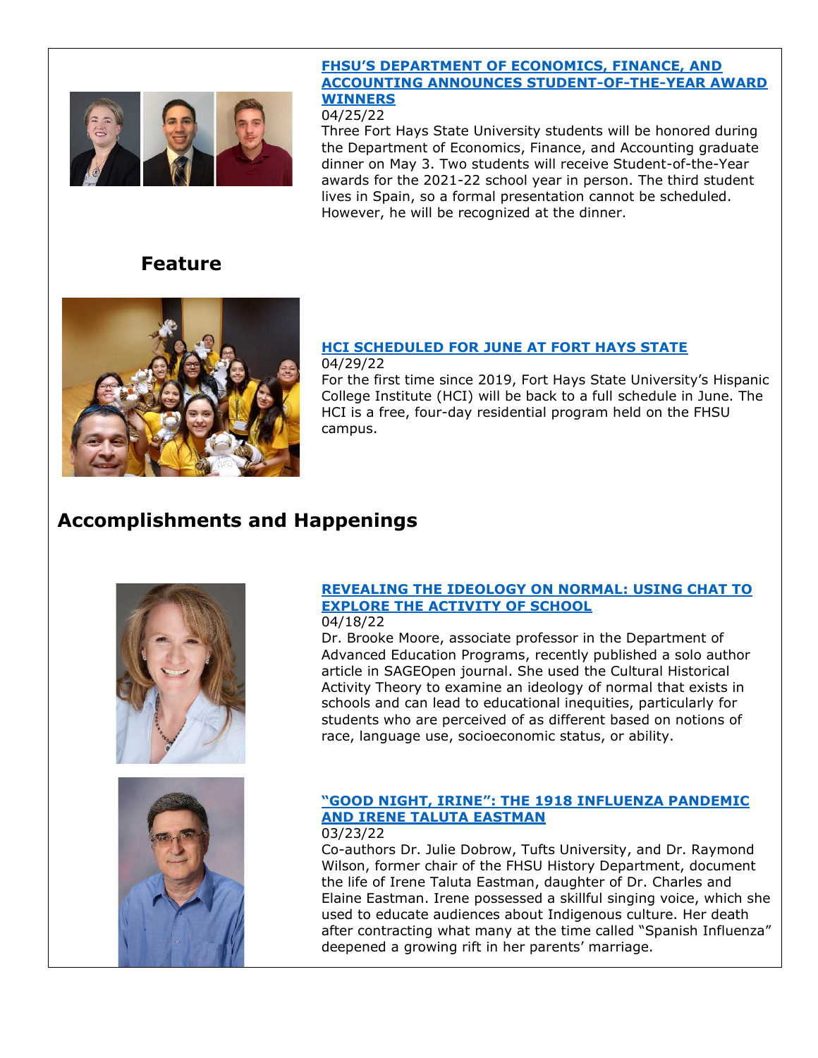### [FHSU'S DEPARTMENT OF ECONOMICS, FINANCE, AND ACCOUNTING ANNOUNCES STUDENT-OF-THE-YEAR AWARD WINNERS]

04/25/22

Three Fort Hays State University students will be honored during the Department of Economics, Finance, and Accounting graduate dinner on May 3. Two students will receive Student-of-the-Year awards for the 2021-22 school year in person. The third student lives in Spain, so a formal presentation cannot be scheduled. However, he will be recognized at the dinner.

## Feature

### [HCI SCHEDULED FOR JUNE AT FORT HAYS STATE]

04/29/22

For the first time since 2019, Fort Hays State University's Hispanic College Institute (HCI) will be back to a full schedule in June. The HCI is a free, four-day residential program held on the FHSU campus.

## Accomplishments and Happenings

### [REVEALING THE IDEOLOGY ON NORMAL: USING CHAT TO EXPLORE THE ACTIVITY OF SCHOOL]

04/18/22

Dr. Brooke Moore, associate professor in the Department of Advanced Education Programs, recently published a solo author article in SAGEOpen journal. She used the Cultural Historical Activity Theory to examine an ideology of normal that exists in schools and can lead to educational inequities, particularly for students who are perceived of as different based on notions of race, language use, socioeconomic status, or ability.

### ["GOOD NIGHT, IRINE": THE 1918 INFLUENZA PANDEMIC AND IRENE TALUTA EASTMAN]

03/23/22

Co-authors Dr. Julie Dobrow, Tufts University, and Dr. Raymond Wilson, former chair of the FHSU History Department, document the life of Irene Taluta Eastman, daughter of Dr. Charles and Elaine Eastman. Irene possessed a skillful singing voice, which she used to educate audiences about Indigenous culture. Her death after contracting what many at the time called "Spanish Influenza" deepened a growing rift in her parents' marriage.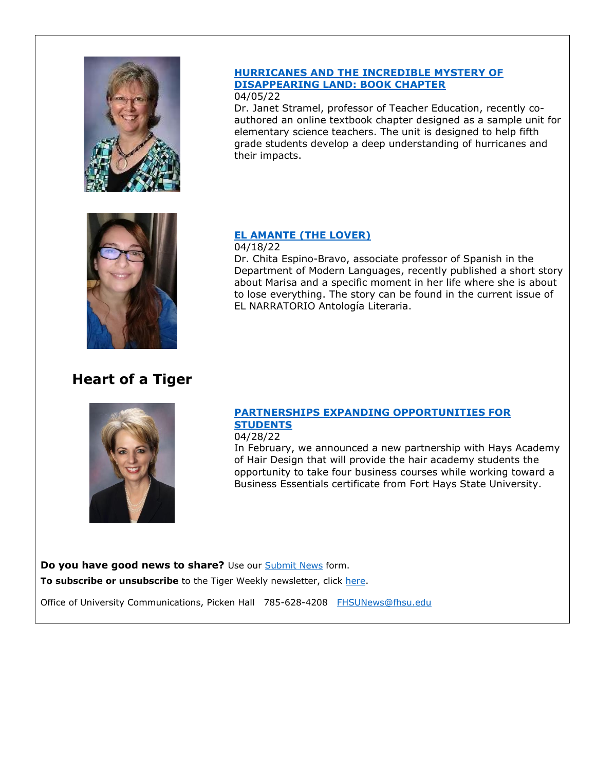### [HURRICANES AND THE INCREDIBLE MYSTERY OF DISAPPEARING LAND: BOOK CHAPTER]

04/05/22

Dr. Janet Stramel, professor of Teacher Education, recently co-authored an online textbook chapter designed as a sample unit for elementary science teachers. The unit is designed to help fifth grade students develop a deep understanding of hurricanes and their impacts.

### [EL AMANTE (THE LOVER)]

04/18/22

Dr. Chita Espino-Bravo, associate professor of Spanish in the Department of Modern Languages, recently published a short story about Marisa and a specific moment in her life where she is about to lose everything. The story can be found in the current issue of EL NARRATORIO Antología Literaria.

## Heart of a Tiger

### [PARTNERSHIPS EXPANDING OPPORTUNITIES FOR STUDENTS]

04/28/22

In February, we announced a new partnership with Hays Academy of Hair Design that will provide the hair academy students the opportunity to take four business courses while working toward a Business Essentials certificate from Fort Hays State University.

**Do you have good news to share?** Use our Submit News form.

**To subscribe or unsubscribe** to the Tiger Weekly newsletter, click here.

Office of University Communications, Picken Hall 785-628-4208 FHSUNews@fhsu.edu